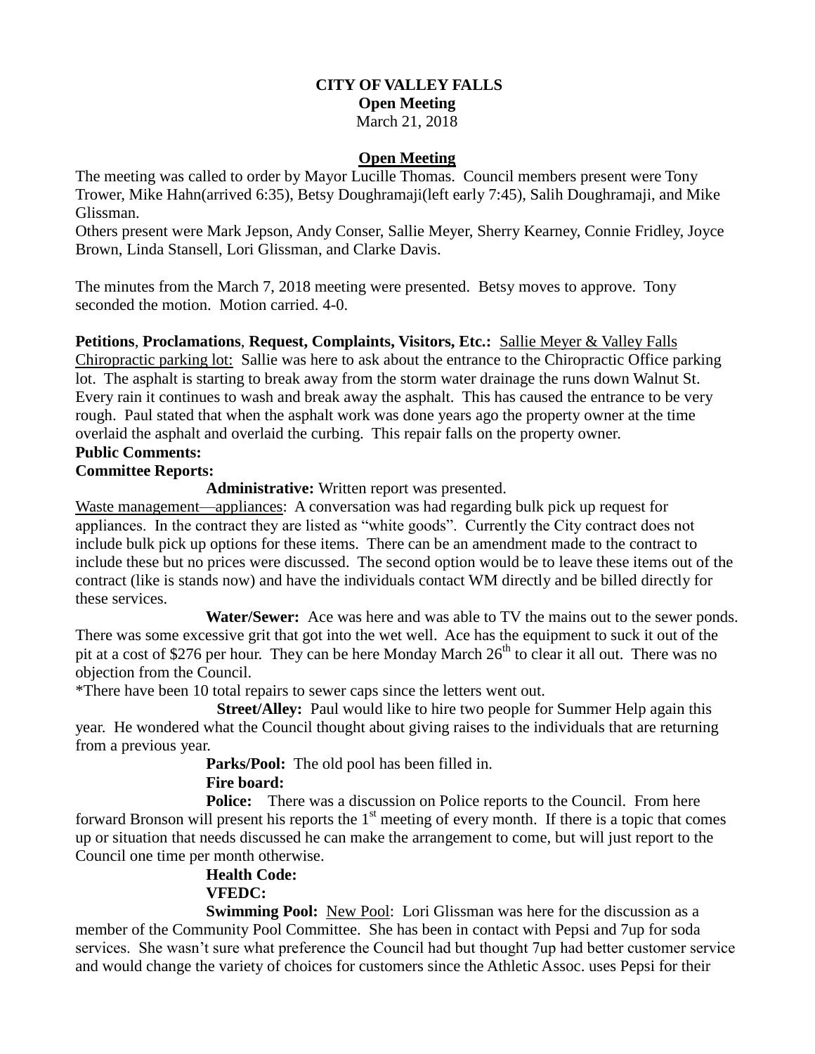**CITY OF VALLEY FALLS**
**Open Meeting**
March 21, 2018

## Open Meeting

The meeting was called to order by Mayor Lucille Thomas. Council members present were Tony Trower, Mike Hahn(arrived 6:35), Betsy Doughramaji(left early 7:45), Salih Doughramaji, and Mike Glissman.

Others present were Mark Jepson, Andy Conser, Sallie Meyer, Sherry Kearney, Connie Fridley, Joyce Brown, Linda Stansell, Lori Glissman, and Clarke Davis.

The minutes from the March 7, 2018 meeting were presented. Betsy moves to approve. Tony seconded the motion. Motion carried. 4-0.

**Petitions**, **Proclamations**, **Request, Complaints, Visitors, Etc.:** Sallie Meyer & Valley Falls Chiropractic parking lot: Sallie was here to ask about the entrance to the Chiropractic Office parking lot. The asphalt is starting to break away from the storm water drainage the runs down Walnut St. Every rain it continues to wash and break away the asphalt. This has caused the entrance to be very rough. Paul stated that when the asphalt work was done years ago the property owner at the time overlaid the asphalt and overlaid the curbing. This repair falls on the property owner.

**Public Comments:**

**Committee Reports:**

**Administrative:** Written report was presented.

Waste management—appliances: A conversation was had regarding bulk pick up request for appliances. In the contract they are listed as "white goods". Currently the City contract does not include bulk pick up options for these items. There can be an amendment made to the contract to include these but no prices were discussed. The second option would be to leave these items out of the contract (like is stands now) and have the individuals contact WM directly and be billed directly for these services.

**Water/Sewer:** Ace was here and was able to TV the mains out to the sewer ponds. There was some excessive grit that got into the wet well. Ace has the equipment to suck it out of the pit at a cost of $276 per hour. They can be here Monday March 26th to clear it all out. There was no objection from the Council.

*There have been 10 total repairs to sewer caps since the letters went out.

**Street/Alley:** Paul would like to hire two people for Summer Help again this year. He wondered what the Council thought about giving raises to the individuals that are returning from a previous year.

**Parks/Pool:** The old pool has been filled in.

**Fire board:**

**Police:** There was a discussion on Police reports to the Council. From here forward Bronson will present his reports the 1st meeting of every month. If there is a topic that comes up or situation that needs discussed he can make the arrangement to come, but will just report to the Council one time per month otherwise.

**Health Code:**

**VFEDC:**

**Swimming Pool:** New Pool: Lori Glissman was here for the discussion as a member of the Community Pool Committee. She has been in contact with Pepsi and 7up for soda services. She wasn't sure what preference the Council had but thought 7up had better customer service and would change the variety of choices for customers since the Athletic Assoc. uses Pepsi for their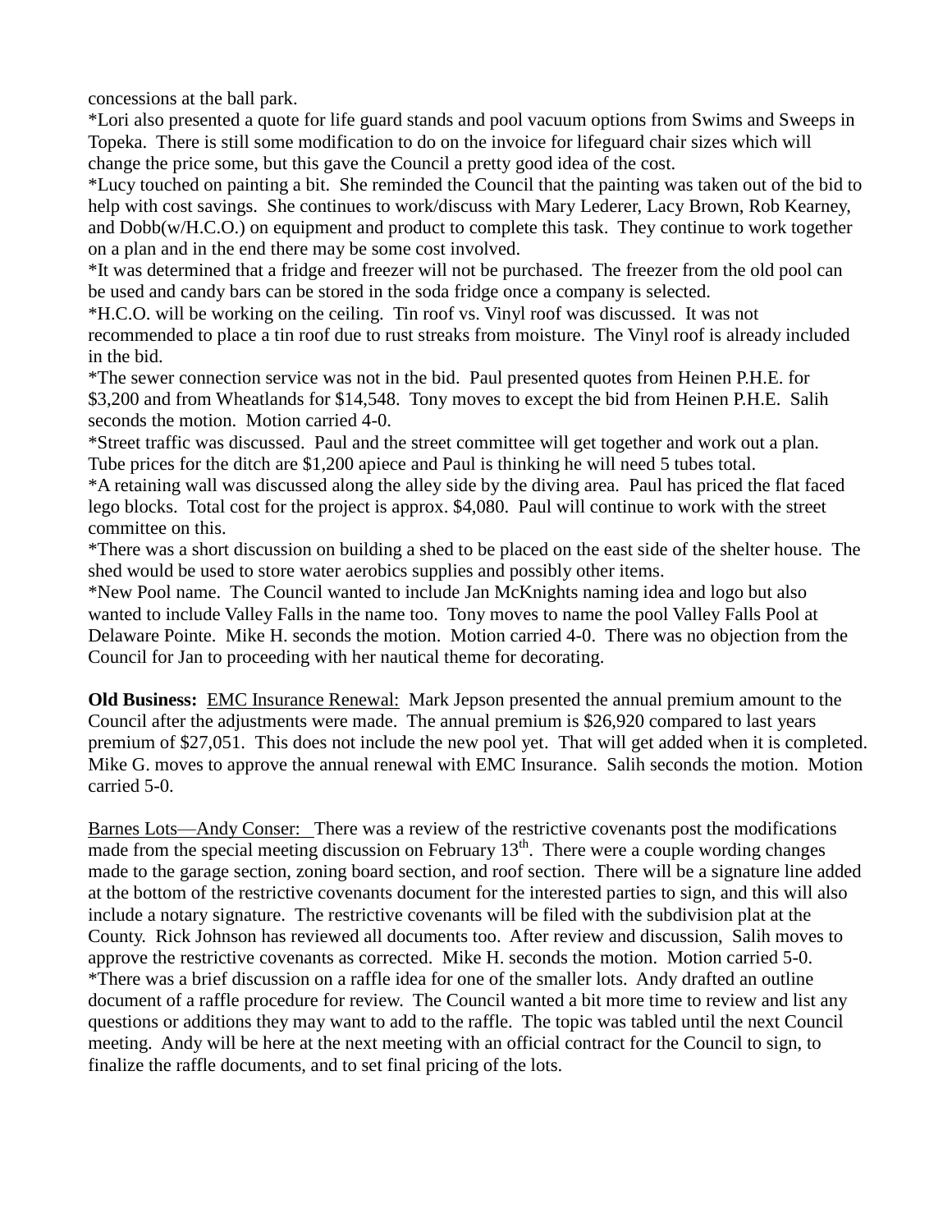concessions at the ball park.

*Lori also presented a quote for life guard stands and pool vacuum options from Swims and Sweeps in Topeka. There is still some modification to do on the invoice for lifeguard chair sizes which will change the price some, but this gave the Council a pretty good idea of the cost.

*Lucy touched on painting a bit. She reminded the Council that the painting was taken out of the bid to help with cost savings. She continues to work/discuss with Mary Lederer, Lacy Brown, Rob Kearney, and Dobb(w/H.C.O.) on equipment and product to complete this task. They continue to work together on a plan and in the end there may be some cost involved.

*It was determined that a fridge and freezer will not be purchased. The freezer from the old pool can be used and candy bars can be stored in the soda fridge once a company is selected.

*H.C.O. will be working on the ceiling. Tin roof vs. Vinyl roof was discussed. It was not recommended to place a tin roof due to rust streaks from moisture. The Vinyl roof is already included in the bid.

*The sewer connection service was not in the bid. Paul presented quotes from Heinen P.H.E. for $3,200 and from Wheatlands for $14,548. Tony moves to except the bid from Heinen P.H.E. Salih seconds the motion. Motion carried 4-0.

*Street traffic was discussed. Paul and the street committee will get together and work out a plan. Tube prices for the ditch are $1,200 apiece and Paul is thinking he will need 5 tubes total.

*A retaining wall was discussed along the alley side by the diving area. Paul has priced the flat faced lego blocks. Total cost for the project is approx. $4,080. Paul will continue to work with the street committee on this.

*There was a short discussion on building a shed to be placed on the east side of the shelter house. The shed would be used to store water aerobics supplies and possibly other items.

*New Pool name. The Council wanted to include Jan McKnights naming idea and logo but also wanted to include Valley Falls in the name too. Tony moves to name the pool Valley Falls Pool at Delaware Pointe. Mike H. seconds the motion. Motion carried 4-0. There was no objection from the Council for Jan to proceeding with her nautical theme for decorating.

**Old Business:** EMC Insurance Renewal: Mark Jepson presented the annual premium amount to the Council after the adjustments were made. The annual premium is $26,920 compared to last years premium of $27,051. This does not include the new pool yet. That will get added when it is completed. Mike G. moves to approve the annual renewal with EMC Insurance. Salih seconds the motion. Motion carried 5-0.

Barnes Lots—Andy Conser: There was a review of the restrictive covenants post the modifications made from the special meeting discussion on February 13th. There were a couple wording changes made to the garage section, zoning board section, and roof section. There will be a signature line added at the bottom of the restrictive covenants document for the interested parties to sign, and this will also include a notary signature. The restrictive covenants will be filed with the subdivision plat at the County. Rick Johnson has reviewed all documents too. After review and discussion, Salih moves to approve the restrictive covenants as corrected. Mike H. seconds the motion. Motion carried 5-0.

*There was a brief discussion on a raffle idea for one of the smaller lots. Andy drafted an outline document of a raffle procedure for review. The Council wanted a bit more time to review and list any questions or additions they may want to add to the raffle. The topic was tabled until the next Council meeting. Andy will be here at the next meeting with an official contract for the Council to sign, to finalize the raffle documents, and to set final pricing of the lots.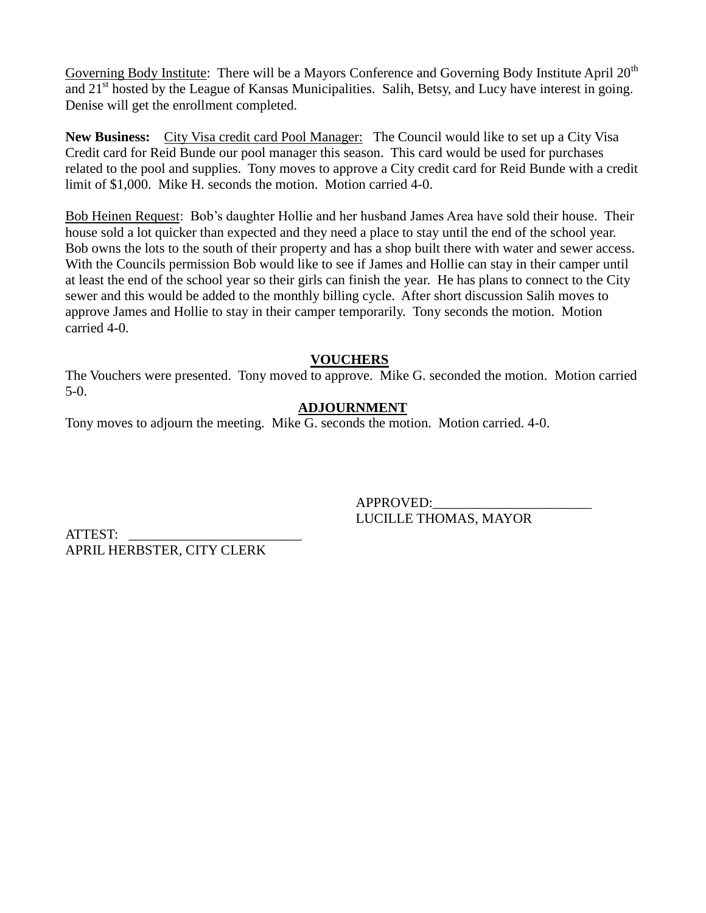Governing Body Institute: There will be a Mayors Conference and Governing Body Institute April 20th and 21st hosted by the League of Kansas Municipalities. Salih, Betsy, and Lucy have interest in going. Denise will get the enrollment completed.

**New Business:** City Visa credit card Pool Manager: The Council would like to set up a City Visa Credit card for Reid Bunde our pool manager this season. This card would be used for purchases related to the pool and supplies. Tony moves to approve a City credit card for Reid Bunde with a credit limit of $1,000. Mike H. seconds the motion. Motion carried 4-0.

Bob Heinen Request: Bob's daughter Hollie and her husband James Area have sold their house. Their house sold a lot quicker than expected and they need a place to stay until the end of the school year. Bob owns the lots to the south of their property and has a shop built there with water and sewer access. With the Councils permission Bob would like to see if James and Hollie can stay in their camper until at least the end of the school year so their girls can finish the year. He has plans to connect to the City sewer and this would be added to the monthly billing cycle. After short discussion Salih moves to approve James and Hollie to stay in their camper temporarily. Tony seconds the motion. Motion carried 4-0.

## VOUCHERS

The Vouchers were presented. Tony moved to approve. Mike G. seconded the motion. Motion carried 5-0.

## ADJOURNMENT

Tony moves to adjourn the meeting. Mike G. seconds the motion. Motion carried. 4-0.

APPROVED:_______________________
LUCILLE THOMAS, MAYOR

ATTEST: _________________________
APRIL HERBSTER, CITY CLERK